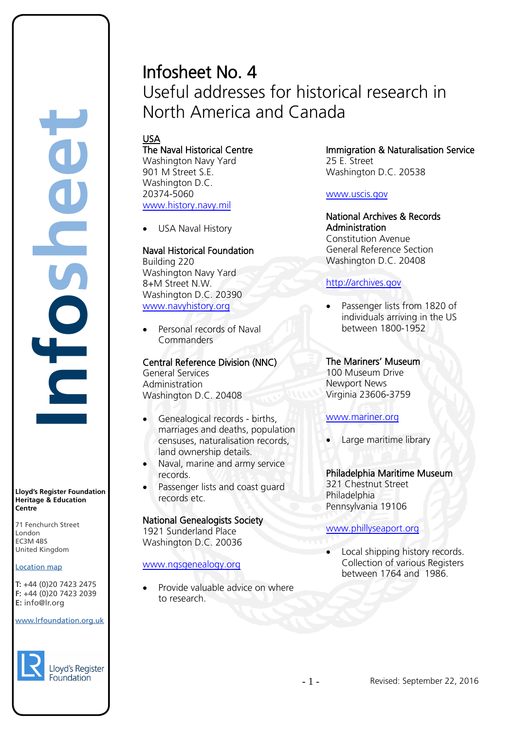# Infosheet No. 4

## Useful addresses for historical research in North America and Canada

### USA

**The Naval Historical Centre**
Washington Navy Yard
901 M Street S.E.
Washington D.C.
20374-5060
www.history.navy.mil

- USA Naval History

**Naval Historical Foundation**
Building 220
Washington Navy Yard
8+M Street N.W.
Washington D.C. 20390
www.navyhistory.org

- Personal records of Naval Commanders

**Central Reference Division (NNC)**
General Services
Administration
Washington D.C. 20408

- Genealogical records - births, marriages and deaths, population censuses, naturalisation records, land ownership details.
- Naval, marine and army service records.
- Passenger lists and coast guard records etc.

**National Genealogists Society**
1921 Sunderland Place
Washington D.C. 20036

www.ngsgenealogy.org

- Provide valuable advice on where to research.

**Immigration & Naturalisation Service**
25 E. Street
Washington D.C. 20538

www.uscis.gov

**National Archives & Records Administration**
Constitution Avenue
General Reference Section
Washington D.C. 20408

http://archives.gov

- Passenger lists from 1820 of individuals arriving in the US between 1800-1952

**The Mariners' Museum**
100 Museum Drive
Newport News
Virginia 23606-3759

www.mariner.org

- Large maritime library

**Philadelphia Maritime Museum**
321 Chestnut Street
Philadelphia
Pennsylvania 19106

www.phillyseaport.org

- Local shipping history records. Collection of various Registers between 1764 and 1986.

---

**Lloyd's Register Foundation Heritage & Education Centre**

71 Fenchurch Street
London
EC3M 4BS
United Kingdom

Location map

**T:** +44 (0)20 7423 2475
**F:** +44 (0)20 7423 2039
**E:** info@lr.org

www.lrfoundation.org.uk

Revised: September 22, 2016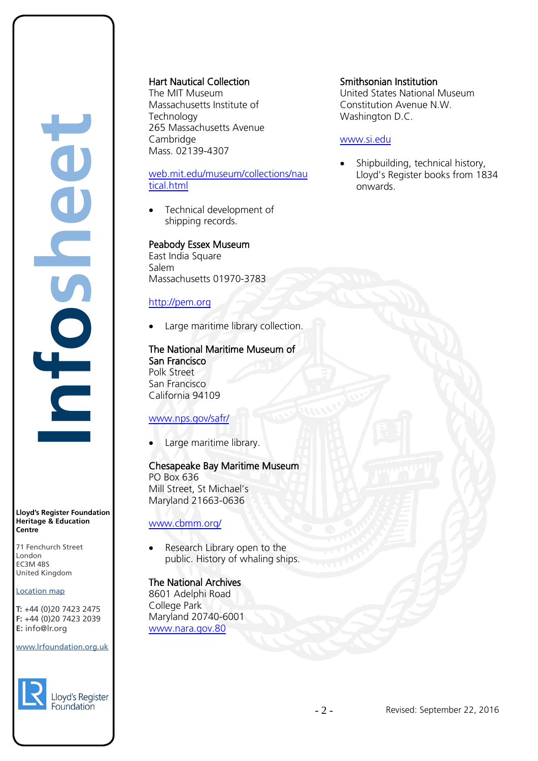**Hart Nautical Collection**
The MIT Museum
Massachusetts Institute of Technology
265 Massachusetts Avenue
Cambridge
Mass. 02139-4307

web.mit.edu/museum/collections/nautical.html

- Technical development of shipping records.

**Peabody Essex Museum**
East India Square
Salem
Massachusetts 01970-3783

http://pem.org

- Large maritime library collection.

**The National Maritime Museum of San Francisco**
Polk Street
San Francisco
California 94109

www.nps.gov/safr/

- Large maritime library.

**Chesapeake Bay Maritime Museum**
PO Box 636
Mill Street, St Michael's
Maryland 21663-0636

www.cbmm.org/

- Research Library open to the public. History of whaling ships.

**The National Archives**
8601 Adelphi Road
College Park
Maryland 20740-6001
www.nara.gov.80

**Smithsonian Institution**
United States National Museum
Constitution Avenue N.W.
Washington D.C.

www.si.edu

- Shipbuilding, technical history, Lloyd's Register books from 1834 onwards.

**Lloyd's Register Foundation Heritage & Education Centre**

71 Fenchurch Street
London
EC3M 4BS
United Kingdom

Location map

**T:** +44 (0)20 7423 2475
**F:** +44 (0)20 7423 2039
**E:** info@lr.org

www.lrfoundation.org.uk

Revised: September 22, 2016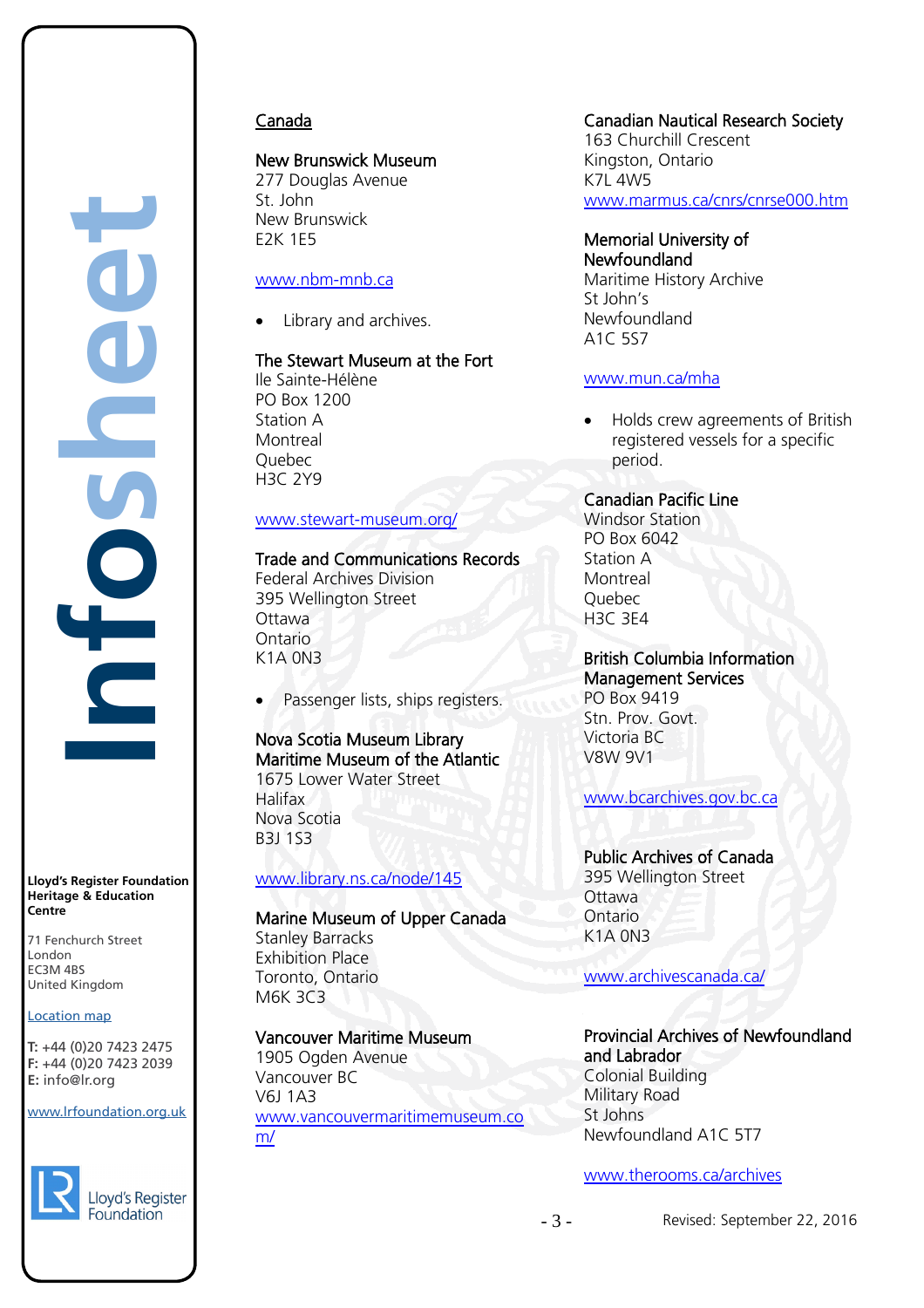## Canada

**New Brunswick Museum**
277 Douglas Avenue
St. John
New Brunswick
E2K 1E5

www.nbm-mnb.ca

- Library and archives.

**The Stewart Museum at the Fort**
Ile Sainte-Hélène
PO Box 1200
Station A
Montreal
Quebec
H3C 2Y9

www.stewart-museum.org/

**Trade and Communications Records**
Federal Archives Division
395 Wellington Street
Ottawa
Ontario
K1A 0N3

- Passenger lists, ships registers.

**Nova Scotia Museum Library**
**Maritime Museum of the Atlantic**
1675 Lower Water Street
Halifax
Nova Scotia
B3J 1S3

www.library.ns.ca/node/145

**Marine Museum of Upper Canada**
Stanley Barracks
Exhibition Place
Toronto, Ontario
M6K 3C3

**Vancouver Maritime Museum**
1905 Ogden Avenue
Vancouver BC
V6J 1A3
www.vancouvermaritimemuseum.com/

**Canadian Nautical Research Society**
163 Churchill Crescent
Kingston, Ontario
K7L 4W5
www.marmus.ca/cnrs/cnrse000.htm

**Memorial University of Newfoundland**
Maritime History Archive
St John's
Newfoundland
A1C 5S7

www.mun.ca/mha

- Holds crew agreements of British registered vessels for a specific period.

**Canadian Pacific Line**
Windsor Station
PO Box 6042
Station A
Montreal
Quebec
H3C 3E4

**British Columbia Information Management Services**
PO Box 9419
Stn. Prov. Govt.
Victoria BC
V8W 9V1

www.bcarchives.gov.bc.ca

**Public Archives of Canada**
395 Wellington Street
Ottawa
Ontario
K1A 0N3

www.archivescanada.ca/

**Provincial Archives of Newfoundland and Labrador**
Colonial Building
Military Road
St Johns
Newfoundland A1C 5T7

www.therooms.ca/archives

Revised: September 22, 2016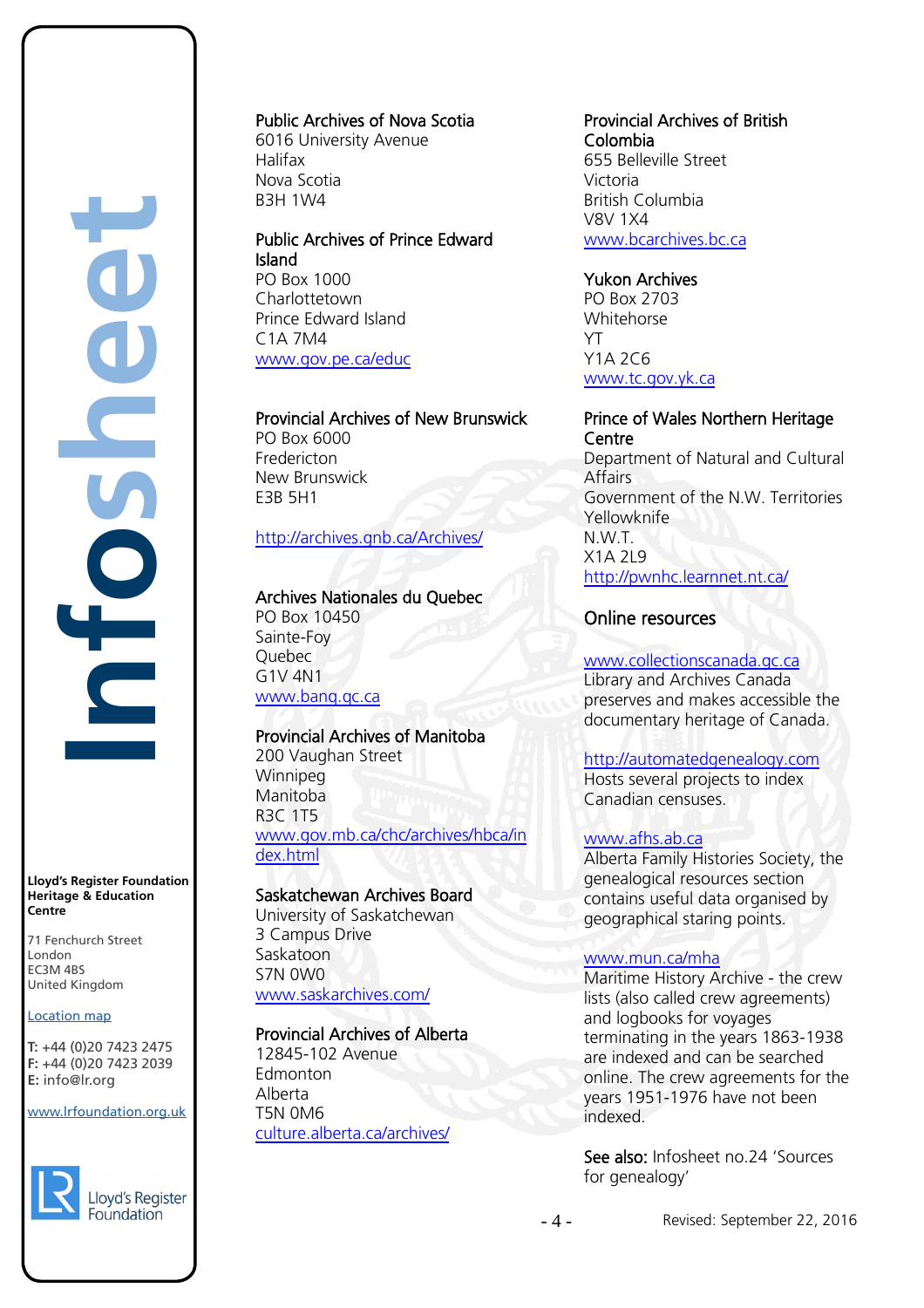**Public Archives of Nova Scotia**
6016 University Avenue
Halifax
Nova Scotia
B3H 1W4

**Public Archives of Prince Edward Island**
PO Box 1000
Charlottetown
Prince Edward Island
C1A 7M4
www.gov.pe.ca/educ

**Provincial Archives of New Brunswick**
PO Box 6000
Fredericton
New Brunswick
E3B 5H1

http://archives.gnb.ca/Archives/

**Archives Nationales du Quebec**
PO Box 10450
Sainte-Foy
Quebec
G1V 4N1
www.banq.qc.ca

**Provincial Archives of Manitoba**
200 Vaughan Street
Winnipeg
Manitoba
R3C 1T5
www.gov.mb.ca/chc/archives/hbca/index.html

**Saskatchewan Archives Board**
University of Saskatchewan
3 Campus Drive
Saskatoon
S7N 0W0
www.saskarchives.com/

**Provincial Archives of Alberta**
12845-102 Avenue
Edmonton
Alberta
T5N 0M6
culture.alberta.ca/archives/

**Provincial Archives of British Colombia**
655 Belleville Street
Victoria
British Columbia
V8V 1X4
www.bcarchives.bc.ca

**Yukon Archives**
PO Box 2703
Whitehorse
YT
Y1A 2C6
www.tc.gov.yk.ca

**Prince of Wales Northern Heritage Centre**
Department of Natural and Cultural Affairs
Government of the N.W. Territories
Yellowknife
N.W.T.
X1A 2L9
http://pwnhc.learnnet.nt.ca/

## Online resources

www.collectionscanada.gc.ca
Library and Archives Canada preserves and makes accessible the documentary heritage of Canada.

http://automatedgenealogy.com
Hosts several projects to index Canadian censuses.

www.afhs.ab.ca
Alberta Family Histories Society, the genealogical resources section contains useful data organised by geographical staring points.

www.mun.ca/mha
Maritime History Archive - the crew lists (also called crew agreements) and logbooks for voyages terminating in the years 1863-1938 are indexed and can be searched online. The crew agreements for the years 1951-1976 have not been indexed.

**See also:** Infosheet no.24 'Sources for genealogy'

Revised: September 22, 2016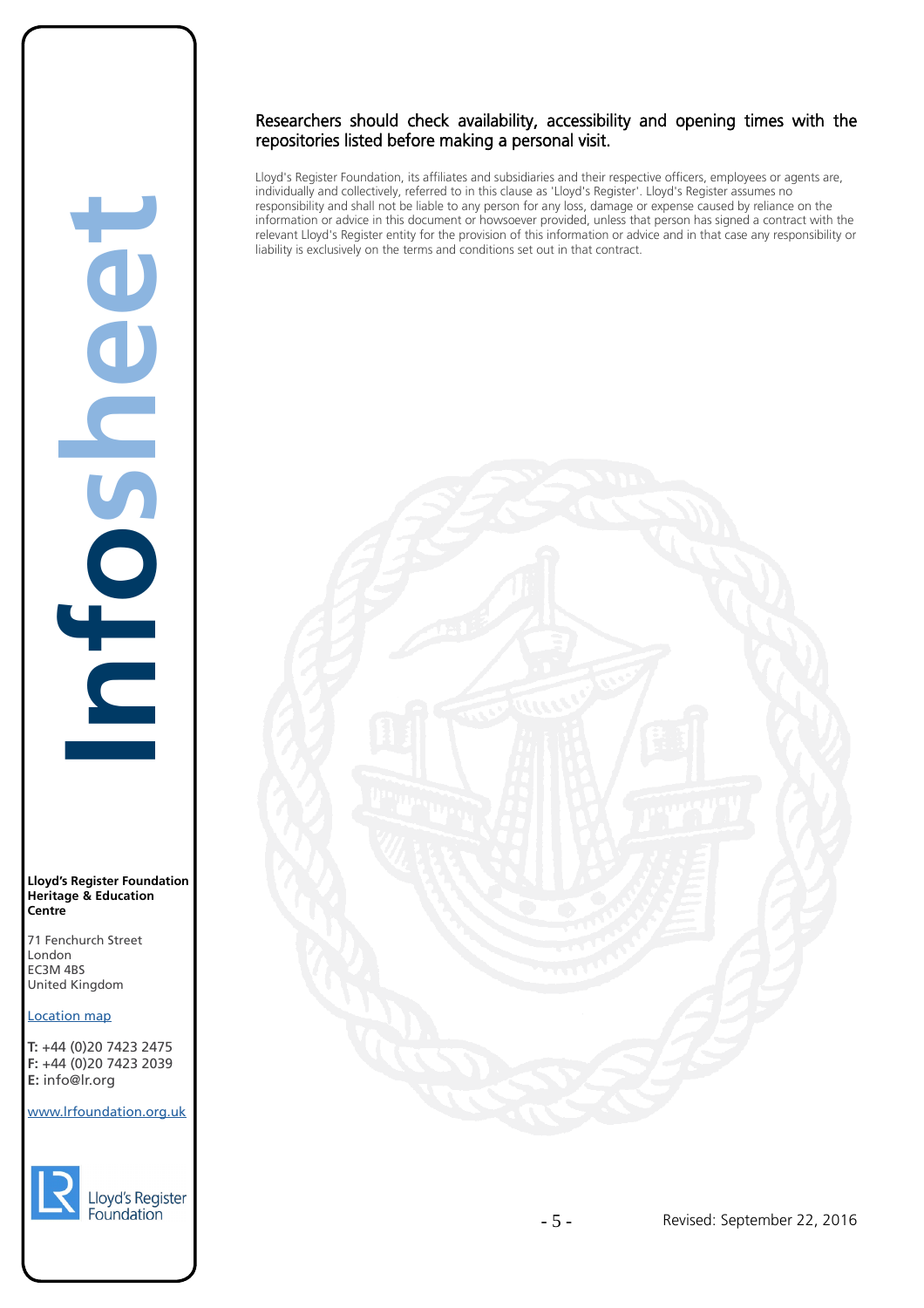**Researchers should check availability, accessibility and opening times with the repositories listed before making a personal visit.**

Lloyd's Register Foundation, its affiliates and subsidiaries and their respective officers, employees or agents are, individually and collectively, referred to in this clause as 'Lloyd's Register'. Lloyd's Register assumes no responsibility and shall not be liable to any person for any loss, damage or expense caused by reliance on the information or advice in this document or howsoever provided, unless that person has signed a contract with the relevant Lloyd's Register entity for the provision of this information or advice and in that case any responsibility or liability is exclusively on the terms and conditions set out in that contract.

# Infosheet

**Lloyd's Register Foundation Heritage & Education Centre**

71 Fenchurch Street
London
EC3M 4BS
United Kingdom

Location map

**T:** +44 (0)20 7423 2475
**F:** +44 (0)20 7423 2039
**E:** info@lr.org

www.lrfoundation.org.uk

Lloyd's Register Foundation

Revised: September 22, 2016